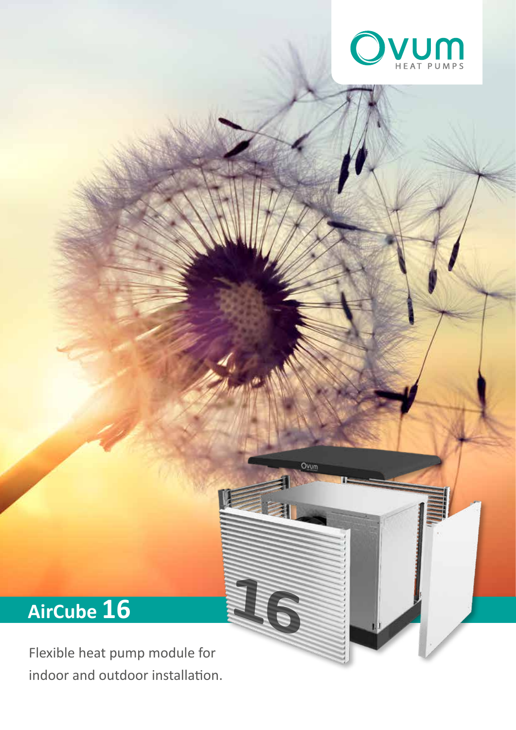Ovum HEAT PUMPS

# AirCube 16

Flexible heat pump module for indoor and outdoor installation.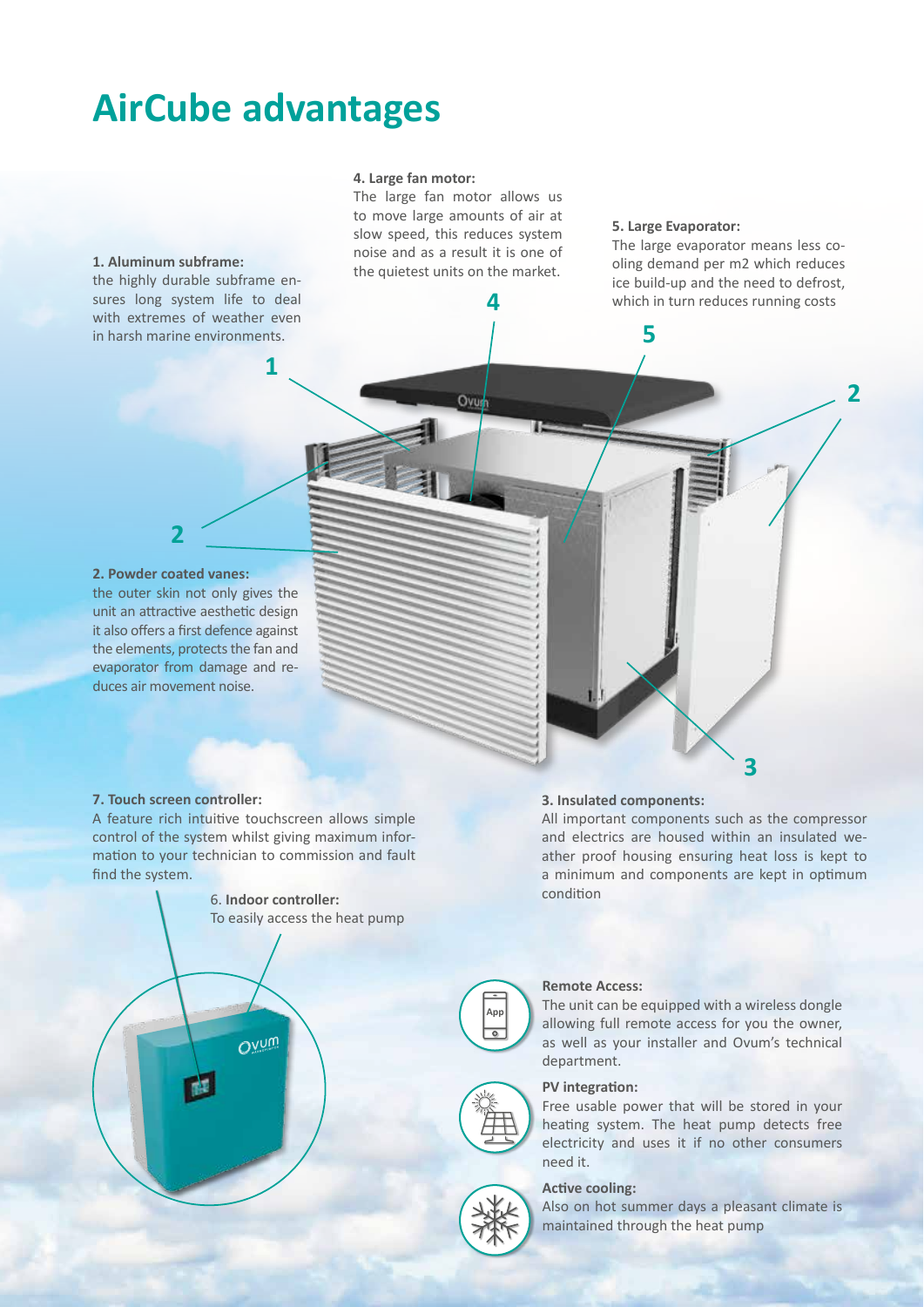# AirCube advantages

**1. Aluminum subframe:**
the highly durable subframe ensures long system life to deal with extremes of weather even in harsh marine environments.

**2. Powder coated vanes:**
the outer skin not only gives the unit an attractive aesthetic design it also offers a first defence against the elements, protects the fan and evaporator from damage and reduces air movement noise.

**3. Insulated components:**
All important components such as the compressor and electrics are housed within an insulated weather proof housing ensuring heat loss is kept to a minimum and components are kept in optimum condition

**4. Large fan motor:**
The large fan motor allows us to move large amounts of air at slow speed, this reduces system noise and as a result it is one of the quietest units on the market.

**5. Large Evaporator:**
The large evaporator means less cooling demand per m2 which reduces ice build-up and the need to defrost, which in turn reduces running costs

6. **Indoor controller:**
To easily access the heat pump

**7. Touch screen controller:**
A feature rich intuitive touchscreen allows simple control of the system whilst giving maximum information to your technician to commission and fault find the system.

**Remote Access:**
The unit can be equipped with a wireless dongle allowing full remote access for you the owner, as well as your installer and Ovum's technical department.

**PV integration:**
Free usable power that will be stored in your heating system. The heat pump detects free electricity and uses it if no other consumers need it.

**Active cooling:**
Also on hot summer days a pleasant climate is maintained through the heat pump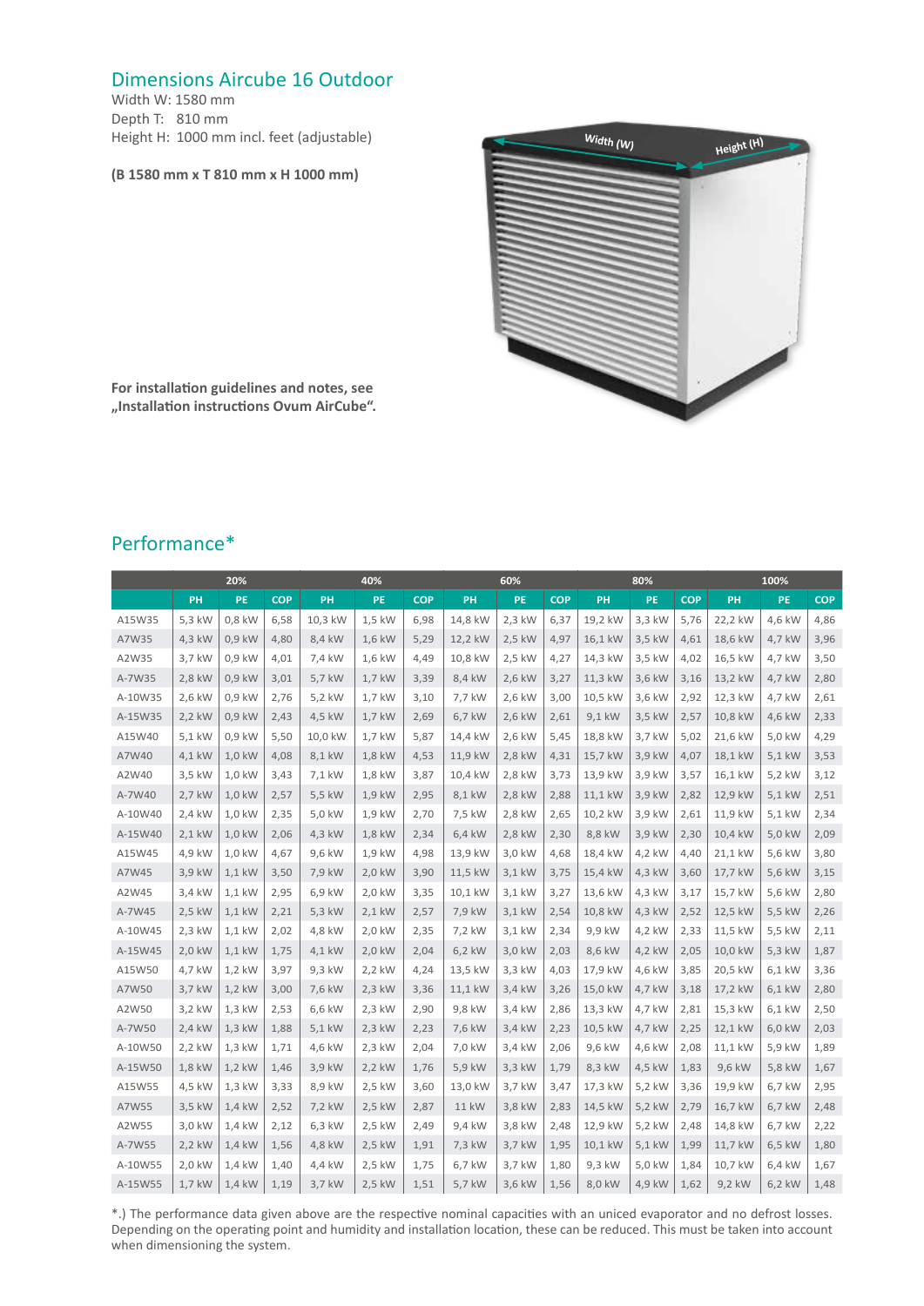## Dimensions Aircube 16 Outdoor

Width W: 1580 mm
Depth T: 810 mm
Height H: 1000 mm incl. feet (adjustable)

**(B 1580 mm x T 810 mm x H 1000 mm)**

**For installation guidelines and notes, see „Installation instructions Ovum AirCube“.**

## Performance*

| | 20% | | | 40% | | | 60% | | | 80% | | | 100% | | |
|---|---|---|---|---|---|---|---|---|---|---|---|---|---|---|---|
| | PH | PE | COP | PH | PE | COP | PH | PE | COP | PH | PE | COP | PH | PE | COP |
| A15W35 | 5,3 kW | 0,8 kW | 6,58 | 10,3 kW | 1,5 kW | 6,98 | 14,8 kW | 2,3 kW | 6,37 | 19,2 kW | 3,3 kW | 5,76 | 22,2 kW | 4,6 kW | 4,86 |
| A7W35 | 4,3 kW | 0,9 kW | 4,80 | 8,4 kW | 1,6 kW | 5,29 | 12,2 kW | 2,5 kW | 4,97 | 16,1 kW | 3,5 kW | 4,61 | 18,6 kW | 4,7 kW | 3,96 |
| A2W35 | 3,7 kW | 0,9 kW | 4,01 | 7,4 kW | 1,6 kW | 4,49 | 10,8 kW | 2,5 kW | 4,27 | 14,3 kW | 3,5 kW | 4,02 | 16,5 kW | 4,7 kW | 3,50 |
| A-7W35 | 2,8 kW | 0,9 kW | 3,01 | 5,7 kW | 1,7 kW | 3,39 | 8,4 kW | 2,6 kW | 3,27 | 11,3 kW | 3,6 kW | 3,16 | 13,2 kW | 4,7 kW | 2,80 |
| A-10W35 | 2,6 kW | 0,9 kW | 2,76 | 5,2 kW | 1,7 kW | 3,10 | 7,7 kW | 2,6 kW | 3,00 | 10,5 kW | 3,6 kW | 2,92 | 12,3 kW | 4,7 kW | 2,61 |
| A-15W35 | 2,2 kW | 0,9 kW | 2,43 | 4,5 kW | 1,7 kW | 2,69 | 6,7 kW | 2,6 kW | 2,61 | 9,1 kW | 3,5 kW | 2,57 | 10,8 kW | 4,6 kW | 2,33 |
| A15W40 | 5,1 kW | 0,9 kW | 5,50 | 10,0 kW | 1,7 kW | 5,87 | 14,4 kW | 2,6 kW | 5,45 | 18,8 kW | 3,7 kW | 5,02 | 21,6 kW | 5,0 kW | 4,29 |
| A7W40 | 4,1 kW | 1,0 kW | 4,08 | 8,1 kW | 1,8 kW | 4,53 | 11,9 kW | 2,8 kW | 4,31 | 15,7 kW | 3,9 kW | 4,07 | 18,1 kW | 5,1 kW | 3,53 |
| A2W40 | 3,5 kW | 1,0 kW | 3,43 | 7,1 kW | 1,8 kW | 3,87 | 10,4 kW | 2,8 kW | 3,73 | 13,9 kW | 3,9 kW | 3,57 | 16,1 kW | 5,2 kW | 3,12 |
| A-7W40 | 2,7 kW | 1,0 kW | 2,57 | 5,5 kW | 1,9 kW | 2,95 | 8,1 kW | 2,8 kW | 2,88 | 11,1 kW | 3,9 kW | 2,82 | 12,9 kW | 5,1 kW | 2,51 |
| A-10W40 | 2,4 kW | 1,0 kW | 2,35 | 5,0 kW | 1,9 kW | 2,70 | 7,5 kW | 2,8 kW | 2,65 | 10,2 kW | 3,9 kW | 2,61 | 11,9 kW | 5,1 kW | 2,34 |
| A-15W40 | 2,1 kW | 1,0 kW | 2,06 | 4,3 kW | 1,8 kW | 2,34 | 6,4 kW | 2,8 kW | 2,30 | 8,8 kW | 3,9 kW | 2,30 | 10,4 kW | 5,0 kW | 2,09 |
| A15W45 | 4,9 kW | 1,0 kW | 4,67 | 9,6 kW | 1,9 kW | 4,98 | 13,9 kW | 3,0 kW | 4,68 | 18,4 kW | 4,2 kW | 4,40 | 21,1 kW | 5,6 kW | 3,80 |
| A7W45 | 3,9 kW | 1,1 kW | 3,50 | 7,9 kW | 2,0 kW | 3,90 | 11,5 kW | 3,1 kW | 3,75 | 15,4 kW | 4,3 kW | 3,60 | 17,7 kW | 5,6 kW | 3,15 |
| A2W45 | 3,4 kW | 1,1 kW | 2,95 | 6,9 kW | 2,0 kW | 3,35 | 10,1 kW | 3,1 kW | 3,27 | 13,6 kW | 4,3 kW | 3,17 | 15,7 kW | 5,6 kW | 2,80 |
| A-7W45 | 2,5 kW | 1,1 kW | 2,21 | 5,3 kW | 2,1 kW | 2,57 | 7,9 kW | 3,1 kW | 2,54 | 10,8 kW | 4,3 kW | 2,52 | 12,5 kW | 5,5 kW | 2,26 |
| A-10W45 | 2,3 kW | 1,1 kW | 2,02 | 4,8 kW | 2,0 kW | 2,35 | 7,2 kW | 3,1 kW | 2,34 | 9,9 kW | 4,2 kW | 2,33 | 11,5 kW | 5,5 kW | 2,11 |
| A-15W45 | 2,0 kW | 1,1 kW | 1,75 | 4,1 kW | 2,0 kW | 2,04 | 6,2 kW | 3,0 kW | 2,03 | 8,6 kW | 4,2 kW | 2,05 | 10,0 kW | 5,3 kW | 1,87 |
| A15W50 | 4,7 kW | 1,2 kW | 3,97 | 9,3 kW | 2,2 kW | 4,24 | 13,5 kW | 3,3 kW | 4,03 | 17,9 kW | 4,6 kW | 3,85 | 20,5 kW | 6,1 kW | 3,36 |
| A7W50 | 3,7 kW | 1,2 kW | 3,00 | 7,6 kW | 2,3 kW | 3,36 | 11,1 kW | 3,4 kW | 3,26 | 15,0 kW | 4,7 kW | 3,18 | 17,2 kW | 6,1 kW | 2,80 |
| A2W50 | 3,2 kW | 1,3 kW | 2,53 | 6,6 kW | 2,3 kW | 2,90 | 9,8 kW | 3,4 kW | 2,86 | 13,3 kW | 4,7 kW | 2,81 | 15,3 kW | 6,1 kW | 2,50 |
| A-7W50 | 2,4 kW | 1,3 kW | 1,88 | 5,1 kW | 2,3 kW | 2,23 | 7,6 kW | 3,4 kW | 2,23 | 10,5 kW | 4,7 kW | 2,25 | 12,1 kW | 6,0 kW | 2,03 |
| A-10W50 | 2,2 kW | 1,3 kW | 1,71 | 4,6 kW | 2,3 kW | 2,04 | 7,0 kW | 3,4 kW | 2,06 | 9,6 kW | 4,6 kW | 2,08 | 11,1 kW | 5,9 kW | 1,89 |
| A-15W50 | 1,8 kW | 1,2 kW | 1,46 | 3,9 kW | 2,2 kW | 1,76 | 5,9 kW | 3,3 kW | 1,79 | 8,3 kW | 4,5 kW | 1,83 | 9,6 kW | 5,8 kW | 1,67 |
| A15W55 | 4,5 kW | 1,3 kW | 3,33 | 8,9 kW | 2,5 kW | 3,60 | 13,0 kW | 3,7 kW | 3,47 | 17,3 kW | 5,2 kW | 3,36 | 19,9 kW | 6,7 kW | 2,95 |
| A7W55 | 3,5 kW | 1,4 kW | 2,52 | 7,2 kW | 2,5 kW | 2,87 | 11 kW | 3,8 kW | 2,83 | 14,5 kW | 5,2 kW | 2,79 | 16,7 kW | 6,7 kW | 2,48 |
| A2W55 | 3,0 kW | 1,4 kW | 2,12 | 6,3 kW | 2,5 kW | 2,49 | 9,4 kW | 3,8 kW | 2,48 | 12,9 kW | 5,2 kW | 2,48 | 14,8 kW | 6,7 kW | 2,22 |
| A-7W55 | 2,2 kW | 1,4 kW | 1,56 | 4,8 kW | 2,5 kW | 1,91 | 7,3 kW | 3,7 kW | 1,95 | 10,1 kW | 5,1 kW | 1,99 | 11,7 kW | 6,5 kW | 1,80 |
| A-10W55 | 2,0 kW | 1,4 kW | 1,40 | 4,4 kW | 2,5 kW | 1,75 | 6,7 kW | 3,7 kW | 1,80 | 9,3 kW | 5,0 kW | 1,84 | 10,7 kW | 6,4 kW | 1,67 |
| A-15W55 | 1,7 kW | 1,4 kW | 1,19 | 3,7 kW | 2,5 kW | 1,51 | 5,7 kW | 3,6 kW | 1,56 | 8,0 kW | 4,9 kW | 1,62 | 9,2 kW | 6,2 kW | 1,48 |

*.) The performance data given above are the respective nominal capacities with an uniced evaporator and no defrost losses. Depending on the operating point and humidity and installation location, these can be reduced. This must be taken into account when dimensioning the system.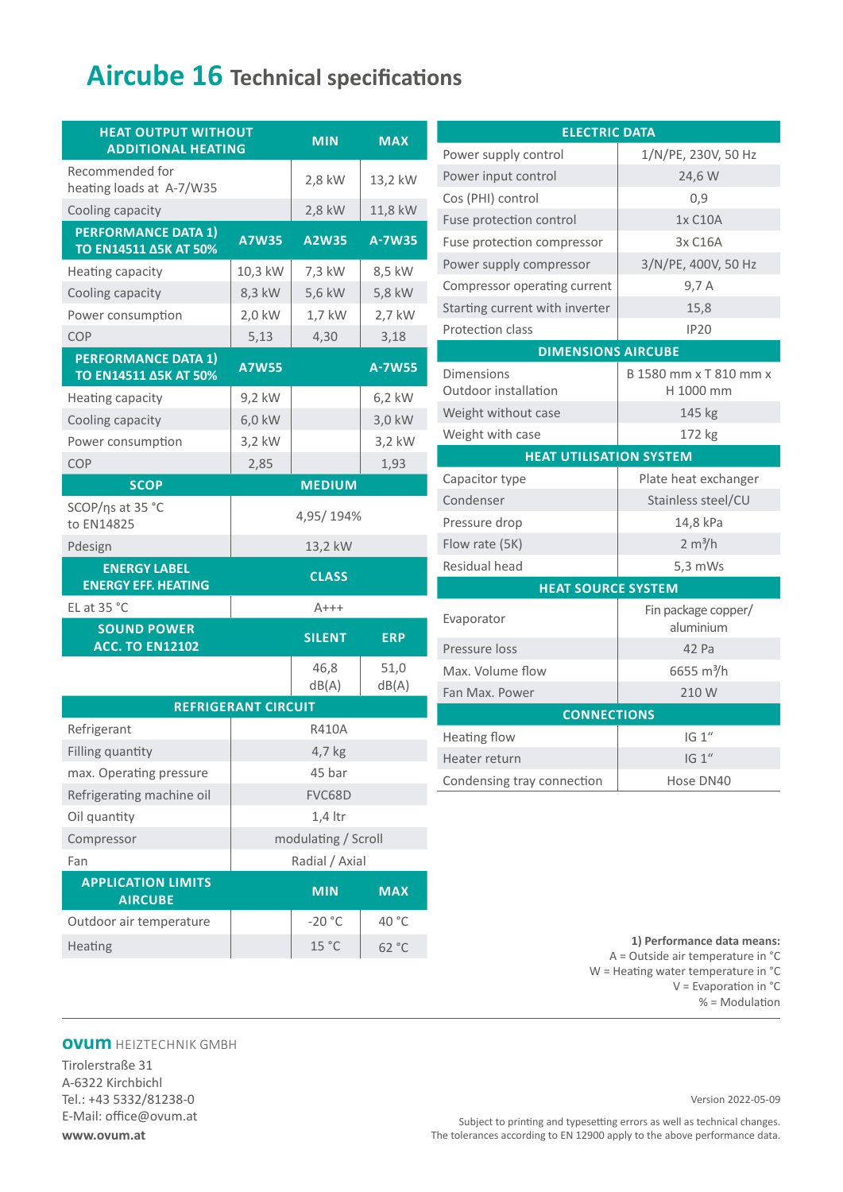# Aircube 16 Technical specifications

| HEAT OUTPUT WITHOUT ADDITIONAL HEATING | | MIN | MAX |
|---|---|---|---|
| Recommended for heating loads at A-7/W35 | | 2,8 kW | 13,2 kW |
| Cooling capacity | | 2,8 kW | 11,8 kW |
| **PERFORMANCE DATA 1) TO EN14511 ΔK AT 50%** | **A7W35** | **A2W35** | **A-7W35** |
| Heating capacity | 10,3 kW | 7,3 kW | 8,5 kW |
| Cooling capacity | 8,3 kW | 5,6 kW | 5,8 kW |
| Power consumption | 2,0 kW | 1,7 kW | 2,7 kW |
| COP | 5,13 | 4,30 | 3,18 |
| **PERFORMANCE DATA 1) TO EN14511 ΔK AT 50%** | **A7W55** | | **A-7W55** |
| Heating capacity | 9,2 kW | | 6,2 kW |
| Cooling capacity | 6,0 kW | | 3,0 kW |
| Power consumption | 3,2 kW | | 3,2 kW |
| COP | 2,85 | | 1,93 |
| **SCOP** | **MEDIUM** | | |
| SCOP/ηs at 35 °C to EN14825 | 4,95/ 194% | | |
| Pdesign | 13,2 kW | | |
| **ENERGY LABEL ENERGY EFF. HEATING** | **CLASS** | | |
| EL at 35 °C | A+++ | | |
| **SOUND POWER ACC. TO EN12102** | | **SILENT** | **ERP** |
| | | 46,8 dB(A) | 51,0 dB(A) |
| **REFRIGERANT CIRCUIT** | | | |
| Refrigerant | R410A | | |
| Filling quantity | 4,7 kg | | |
| max. Operating pressure | 45 bar | | |
| Refrigerating machine oil | FVC68D | | |
| Oil quantity | 1,4 ltr | | |
| Compressor | modulating / Scroll | | |
| Fan | Radial / Axial | | |
| **APPLICATION LIMITS AIRCUBE** | | **MIN** | **MAX** |
| Outdoor air temperature | | -20 °C | 40 °C |
| Heating | | 15 °C | 62 °C |

| ELECTRIC DATA | |
|---|---|
| Power supply control | 1/N/PE, 230V, 50 Hz |
| Power input control | 24,6 W |
| Cos (PHI) control | 0,9 |
| Fuse protection control | 1x C10A |
| Fuse protection compressor | 3x C16A |
| Power supply compressor | 3/N/PE, 400V, 50 Hz |
| Compressor operating current | 9,7 A |
| Starting current with inverter | 15,8 |
| Protection class | IP20 |
| **DIMENSIONS AIRCUBE** | |
| Dimensions Outdoor installation | B 1580 mm x T 810 mm x H 1000 mm |
| Weight without case | 145 kg |
| Weight with case | 172 kg |
| **HEAT UTILISATION SYSTEM** | |
| Capacitor type | Plate heat exchanger |
| Condenser | Stainless steel/CU |
| Pressure drop | 14,8 kPa |
| Flow rate (5K) | 2 m³/h |
| Residual head | 5,3 mWs |
| **HEAT SOURCE SYSTEM** | |
| Evaporator | Fin package copper/ aluminium |
| Pressure loss | 42 Pa |
| Max. Volume flow | 6655 m³/h |
| Fan Max. Power | 210 W |
| **CONNECTIONS** | |
| Heating flow | IG 1“ |
| Heater return | IG 1“ |
| Condensing tray connection | Hose DN40 |

**1) Performance data means:**
A = Outside air temperature in °C
W = Heating water temperature in °C
V = Evaporation in °C
% = Modulation

**ovum** HEIZTECHNIK GMBH
Tirolerstraße 31
A-6322 Kirchbichl
Tel.: +43 5332/81238-0
E-Mail: office@ovum.at
**www.ovum.at**

Version 2022-05-09

Subject to printing and typesetting errors as well as technical changes.
The tolerances according to EN 12900 apply to the above performance data.